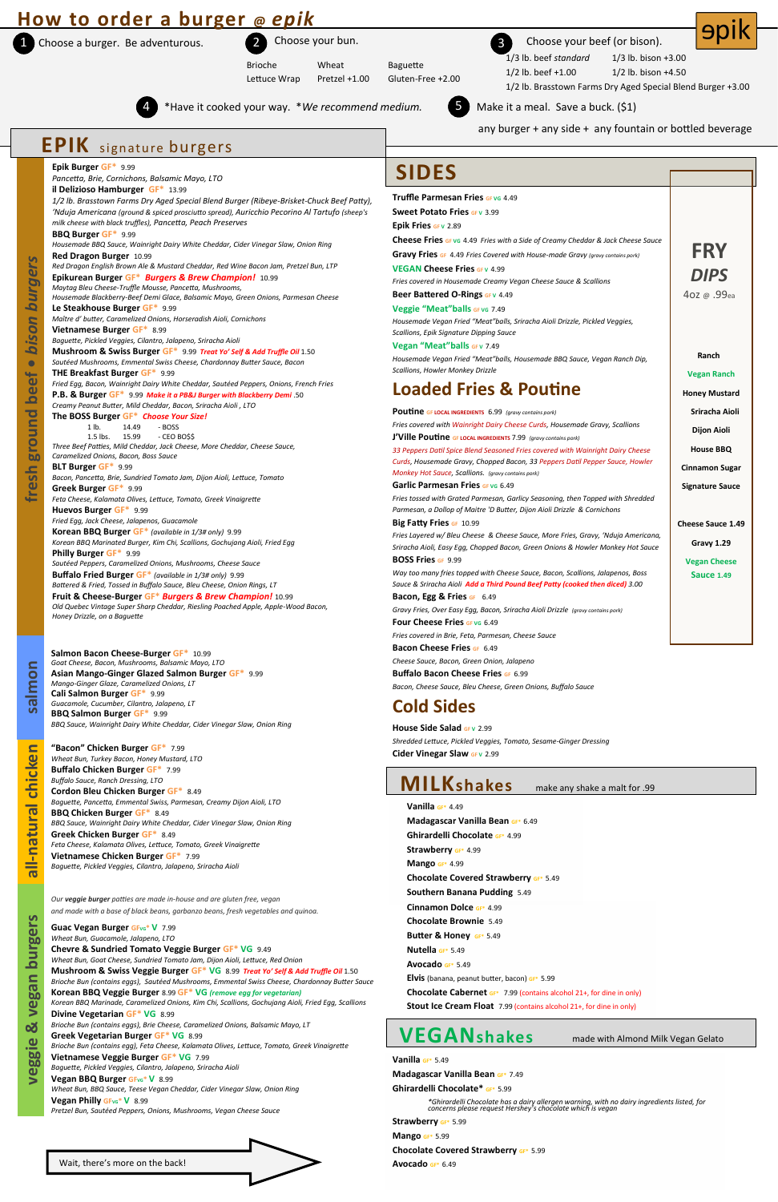# How to order a burger @ epik

**epik**

1. Choose a burger. Be adventurous.
2. Choose your bun.
   - Brioche
   - Wheat
   - Baguette
   - Lettuce Wrap
   - Pretzel +1.00
   - Gluten-Free +2.00
3. Choose your beef (or bison).
   - 1/3 lb. beef *standard*
   - 1/3 lb. bison +3.00
   - 1/2 lb. beef +1.00
   - 1/2 lb. bison +4.50
   - 1/2 lb. Brasstown Farms Dry Aged Special Blend Burger +3.00
4. *Have it cooked your way. **We recommend medium.*
5. Make it a meal. Save a buck. ($1)
   any burger + any side + any fountain or bottled beverage

## EPIK signature burgers

### fresh ground beef • bison burgers

**Epik Burger** GF* 9.99
*Pancetta, Brie, Cornichons, Balsamic Mayo, LTO*

**il Delizioso Hamburger** GF* 13.99
*1/2 lb. Brasstown Farms Dry Aged Special Blend Burger (Ribeye-Brisket-Chuck Beef Patty), 'Nduja Americana (ground & spiced prosciutto spread), Auricchio Pecorino Al Tartufo (sheep's milk cheese with black truffles), Pancetta, Peach Preserves*

**BBQ Burger** GF* 9.99
*Housemade BBQ Sauce, Wainright Dairy White Cheddar, Cider Vinegar Slaw, Onion Ring*

**Red Dragon Burger** 10.99
*Red Dragon English Brown Ale & Mustard Cheddar, Red Wine Bacon Jam, Pretzel Bun, LTP*

**Epikurean Burger** GF* ***Burgers & Brew Champion!*** 10.99
*Maytag Bleu Cheese-Truffle Mousse, Pancetta, Mushrooms, Housemade Blackberry-Beef Demi Glace, Balsamic Mayo, Green Onions, Parmesan Cheese*

**Le Steakhouse Burger** GF* 9.99
*Maître d' butter, Caramelized Onions, Horseradish Aioli, Cornichons*

**Vietnamese Burger** GF* 8.99
*Baguette, Pickled Veggies, Cilantro, Jalapeno, Sriracha Aioli*

**Mushroom & Swiss Burger** GF* 9.99 ***Treat Yo' Self & Add Truffle Oil*** 1.50
*Sautéed Mushrooms, Emmental Swiss Cheese, Chardonnay Butter Sauce, Bacon*

**THE Breakfast Burger** GF* 9.99
*Fried Egg, Bacon, Wainright Dairy White Cheddar, Sautéed Peppers, Onions, French Fries*

**P.B. & Burger** GF* 9.99 ***Make it a PB&J Burger with Blackberry Demi*** .50
*Creamy Peanut Butter, Mild Cheddar, Bacon, Sriracha Aioli, LTO*

**The BOSS Burger** GF* ***Choose Your Size!***
1 lb. 14.49 - BOSS
1.5 lbs. 15.99 - CEO BO$$
*Three Beef Patties, Mild Cheddar, Jack Cheese, More Cheddar, Cheese Sauce, Caramelized Onions, Bacon, Boss Sauce*

**BLT Burger** GF* 9.99
*Bacon, Pancetta, Brie, Sundried Tomato Jam, Dijon Aioli, Lettuce, Tomato*

**Greek Burger** GF* 9.99
*Feta Cheese, Kalamata Olives, Lettuce, Tomato, Greek Vinaigrette*

**Huevos Burger** GF* 9.99
*Fried Egg, Jack Cheese, Jalapenos, Guacamole*

**Korean BBQ Burger** GF* (available in 1/3# only) 9.99
*Korean BBQ Marinated Burger, Kim Chi, Scallions, Gochujang Aioli, Fried Egg*

**Philly Burger** GF* 9.99
*Sautéed Peppers, Caramelized Onions, Mushrooms, Cheese Sauce*

**Buffalo Fried Burger** GF* (available in 1/3# only) 9.99
*Battered & Fried, Tossed in Buffalo Sauce, Bleu Cheese, Onion Rings, LT*

**Fruit & Cheese-Burger** GF* ***Burgers & Brew Champion!*** 10.99
*Old Quebec Vintage Super Sharp Cheddar, Riesling Poached Apple, Apple-Wood Bacon, Honey Drizzle, on a Baguette*

### salmon

**Salmon Bacon Cheese-Burger** GF* 10.99
*Goat Cheese, Bacon, Mushrooms, Balsamic Mayo, LTO*

**Asian Mango-Ginger Glazed Salmon Burger** GF* 9.99
*Mango-Ginger Glaze, Caramelized Onions, LT*

**Cali Salmon Burger** GF* 9.99
*Guacamole, Cucumber, Cilantro, Jalapeno, LT*

**BBQ Salmon Burger** GF* 9.99
*BBQ Sauce, Wainright Dairy White Cheddar, Cider Vinegar Slaw, Onion Ring*

### all-natural chicken

**"Bacon" Chicken Burger** GF* 7.99
*Wheat Bun, Turkey Bacon, Honey Mustard, LTO*

**Buffalo Chicken Burger** GF* 7.99
*Buffalo Sauce, Ranch Dressing, LTO*

**Cordon Bleu Chicken Burger** GF* 8.49
*Baguette, Pancetta, Emmental Swiss, Parmesan, Creamy Dijon Aioli, LTO*

**BBQ Chicken Burger** GF* 8.49
*BBQ Sauce, Wainright Dairy White Cheddar, Cider Vinegar Slaw, Onion Ring*

**Greek Chicken Burger** GF* 8.49
*Feta Cheese, Kalamata Olives, Lettuce, Tomato, Greek Vinaigrette*

**Vietnamese Chicken Burger** GF* 7.99
*Baguette, Pickled Veggies, Cilantro, Jalapeno, Sriracha Aioli*

### veggie & vegan burgers

*Our **veggie burger** patties are made in-house and are gluten free, vegan and made with a base of black beans, garbanzo beans, fresh vegetables and quinoa.*

**Guac Vegan Burger** GFvs* V 7.99
*Wheat Bun, Guacamole, Jalapeno, LTO*

**Chevre & Sundried Tomato Veggie Burger** GF* VG 9.49
*Wheat Bun, Goat Cheese, Sundried Tomato Jam, Dijon Aioli, Lettuce, Red Onion*

**Mushroom & Swiss Veggie Burger** GF* VG 8.99 ***Treat Yo' Self & Add Truffle Oil*** 1.50
*Brioche Bun (contains eggs), Sautéed Mushrooms, Emmental Swiss Cheese, Chardonnay Butter Sauce*

**Korean BBQ Veggie Burger** 8.99 GF* VG *(remove egg for vegetarian)*
*Korean BBQ Marinade, Caramelized Onions, Kim Chi, Scallions, Gochujang Aioli, Fried Egg, Scallions*

**Divine Vegetarian** GF* VG 8.99
*Brioche Bun (contains eggs), Brie Cheese, Caramelized Onions, Balsamic Mayo, LT*

**Greek Vegetarian Burger** GF* VG 8.99
*Brioche Bun (contains egg), Feta Cheese, Kalamata Olives, Lettuce, Tomato, Greek Vinaigrette*

**Vietnamese Veggie Burger** GF* VG 7.99
*Baguette, Pickled Veggies, Cilantro, Jalapeno, Sriracha Aioli*

**Vegan BBQ Burger** GFvs* V 8.99
*Wheat Bun, BBQ Sauce, Teese Vegan Cheddar, Cider Vinegar Slaw, Onion Ring*

**Vegan Philly** GFvs* V 8.99
*Pretzel Bun, Sautéed Peppers, Onions, Mushrooms, Vegan Cheese Sauce*

Wait, there's more on the back!

## SIDES

**Truffle Parmesan Fries** GF VG 4.49

**Sweet Potato Fries** GF V 3.99

**Epik Fries** GF V 2.89

**Cheese Fries** GF VG 4.49 *Fries with a Side of Creamy Cheddar & Jack Cheese Sauce*

**Gravy Fries** GF 4.49 *Fries Covered with House-made Gravy (gravy contains pork)*

**VEGAN Cheese Fries** GF V 4.99
*Fries covered in Housemade Creamy Vegan Cheese Sauce & Scallions*

**Beer Battered O-Rings** GF V 4.49

**Veggie "Meat"balls** GF VG 7.49
*Housemade Vegan Fried "Meat"balls, Sriracha Aioli Drizzle, Pickled Veggies, Scallions, Epik Signature Dipping Sauce*

**Vegan "Meat"balls** GF V 7.49
*Housemade Vegan Fried "Meat"balls, Housemade BBQ Sauce, Vegan Ranch Dip, Scallions, Howler Monkey Drizzle*

### Loaded Fries & Poutine

**Poutine** GF LOCAL INGREDIENTS 6.99 *(gravy contains pork)*
*Fries covered with Wainright Dairy Cheese Curds, Housemade Gravy, Scallions*

**J'Ville Poutine** GF LOCAL INGREDIENTS 7.99 *(gravy contains pork)*
*33 Peppers Datil Spice Blend Seasoned Fries covered with Wainright Dairy Cheese Curds, Housemade Gravy, Datil Bacon, 33 Peppers Datil Pepper Sauce, Howler Monkey Hot Sauce, Scallions. (gravy contains pork)*

**Garlic Parmesan Fries** GF VG 6.49
*Fries tossed with Grated Parmesan, Garlicy Seasoning, then Topped with Shredded Parmesan, a Dollop of Maitre 'D Butter, Dijon Aioli Drizzle & Cornichons*

**Big Fatty Fries** GF 10.99
*Fries Layered w/ Bleu Cheese & Cheese Sauce, More Fries, Gravy, 'Nduja Americana, Sriracha Aioli, Easy Egg, Chopped Bacon, Green Onions & Howler Monkey Hot Sauce*

**BOSS Fries** GF 9.99
*Way too many fries topped with Cheese Sauce, Bacon, Scallions, Jalapenos, Boss Sauce & Sriracha Aioli* ***Add a Third Pound Beef Patty (cooked then diced)*** 3.00

**Bacon, Egg & Fries** GF 6.49
*Gravy Fries, Over Easy Egg, Bacon, Sriracha Aioli Drizzle (gravy contains pork)*

**Four Cheese Fries** GF VG 6.49
*Fries covered in Brie, Feta, Parmesan, Cheese Sauce*

**Bacon Cheese Fries** GF 6.49
*Cheese Sauce, Bacon, Green Onion, Jalapeno*

**Buffalo Bacon Cheese Fries** GF 6.99
*Bacon, Cheese Sauce, Bleu Cheese, Green Onions, Buffalo Sauce*

### Cold Sides

**House Side Salad** GF V 2.99
*Shredded Lettuce, Pickled Veggies, Tomato, Sesame-Ginger Dressing*

**Cider Vinegar Slaw** GF V 2.99

## FRY DIPS

4oz @ .99ea

- Ranch
- Vegan Ranch
- Honey Mustard
- Sriracha Aioli
- Dijon Aioli
- House BBQ
- Cinnamon Sugar
- Signature Sauce

Cheese Sauce 1.49
Gravy 1.29
Vegan Cheese Sauce 1.49

## MILKshakes

make any shake a malt for .99

**Vanilla** GF* 4.49
**Madagascar Vanilla Bean** GF* 6.49
**Ghirardelli Chocolate** GF* 4.99
**Strawberry** GF* 4.99
**Mango** GF* 4.99
**Chocolate Covered Strawberry** GF* 5.49
**Southern Banana Pudding** 5.49
**Cinnamon Dolce** GF* 4.99
**Chocolate Brownie** 5.49
**Butter & Honey** GF* 5.49
**Nutella** GF* 5.49
**Avocado** GF* 5.49
**Elvis** (banana, peanut butter, bacon) GF* 5.99
**Chocolate Cabernet** GF* 7.99 (contains alcohol 21+, for dine in only)
**Stout Ice Cream Float** 7.99 (contains alcohol 21+, for dine in only)

## VEGANshakes

made with Almond Milk Vegan Gelato

**Vanilla** GF* 5.49
**Madagascar Vanilla Bean** GF* 7.49
**Ghirardelli Chocolate*** GF* 5.99
*\*Ghirardelli Chocolate has a dairy allergen warning, with no dairy ingredients listed, for concerns please request Hershey's chocolate which is vegan*
**Strawberry** GF* 5.99
**Mango** GF* 5.99
**Chocolate Covered Strawberry** GF* 5.99
**Avocado** GF* 6.49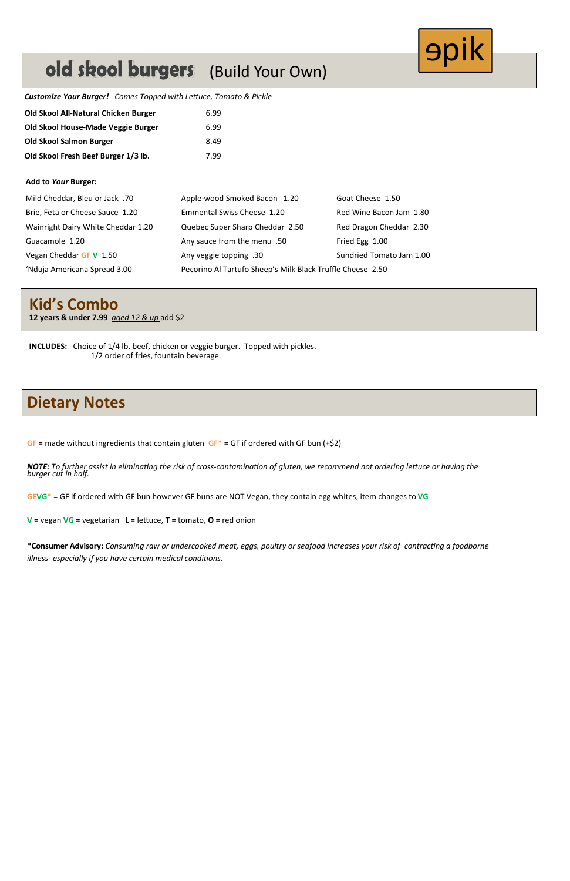epik

# old skool burgers (Build Your Own)

***Customize Your Burger!*** *Comes Topped with Lettuce, Tomato & Pickle*

| | |
|---|---|
| **Old Skool All-Natural Chicken Burger** | 6.99 |
| **Old Skool House-Made Veggie Burger** | 6.99 |
| **Old Skool Salmon Burger** | 8.49 |
| **Old Skool Fresh Beef Burger 1/3 lb.** | 7.99 |

**Add to *Your* Burger:**

| | | |
|---|---|---|
| Mild Cheddar, Bleu or Jack .70 | Apple-wood Smoked Bacon 1.20 | Goat Cheese 1.50 |
| Brie, Feta or Cheese Sauce 1.20 | Emmental Swiss Cheese 1.20 | Red Wine Bacon Jam 1.80 |
| Wainright Dairy White Cheddar 1.20 | Quebec Super Sharp Cheddar 2.50 | Red Dragon Cheddar 2.30 |
| Guacamole 1.20 | Any sauce from the menu .50 | Fried Egg 1.00 |
| Vegan Cheddar GF V 1.50 | Any veggie topping .30 | Sundried Tomato Jam 1.00 |
| 'Nduja Americana Spread 3.00 | Pecorino Al Tartufo Sheep's Milk Black Truffle Cheese 2.50 | |

## Kid's Combo

**12 years & under 7.99** *aged 12 & up* add $2

**INCLUDES:** Choice of 1/4 lb. beef, chicken or veggie burger. Topped with pickles. 1/2 order of fries, fountain beverage.

## Dietary Notes

GF = made without ingredients that contain gluten GF* = GF if ordered with GF bun (+$2)

***NOTE:*** *To further assist in eliminating the risk of cross-contamination of gluten, we recommend not ordering lettuce or having the burger cut in half.*

GFVG* = GF if ordered with GF bun however GF buns are NOT Vegan, they contain egg whites, item changes to VG

V = vegan VG = vegetarian **L** = lettuce, **T** = tomato, **O** = red onion

***Consumer Advisory:*** *Consuming raw or undercooked meat, eggs, poultry or seafood increases your risk of contracting a foodborne illness- especially if you have certain medical conditions.*